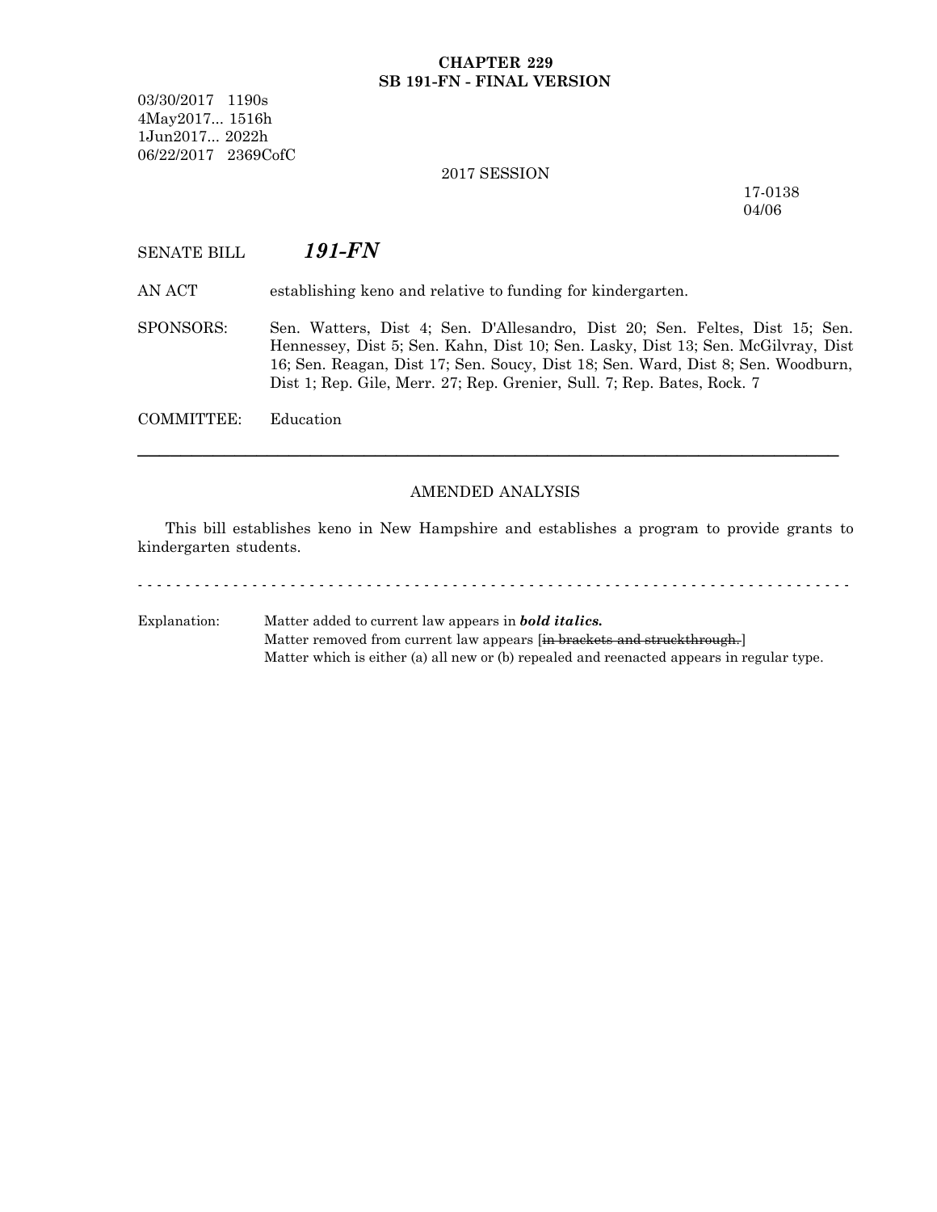**CHAPTER 229**
**SB 191-FN - FINAL VERSION**

03/30/2017 1190s
4May2017... 1516h
1Jun2017... 2022h
06/22/2017 2369CofC

2017 SESSION

17-0138
04/06

SENATE BILL ***191-FN***

AN ACT establishing keno and relative to funding for kindergarten.

SPONSORS: Sen. Watters, Dist 4; Sen. D'Allesandro, Dist 20; Sen. Feltes, Dist 15; Sen. Hennessey, Dist 5; Sen. Kahn, Dist 10; Sen. Lasky, Dist 13; Sen. McGilvray, Dist 16; Sen. Reagan, Dist 17; Sen. Soucy, Dist 18; Sen. Ward, Dist 8; Sen. Woodburn, Dist 1; Rep. Gile, Merr. 27; Rep. Grenier, Sull. 7; Rep. Bates, Rock. 7

COMMITTEE: Education

---

AMENDED ANALYSIS

This bill establishes keno in New Hampshire and establishes a program to provide grants to kindergarten students.

- - - - - - - - - - - - - - - - - - - - - - - - - - - - - - - - - - - - - - - - - - - - - - - - - - - - - - - - - - - - - - - - - - - - - - - - - - -

Explanation: Matter added to current law appears in ***bold italics.***
Matter removed from current law appears [~~in brackets and struckthrough.~~]
Matter which is either (a) all new or (b) repealed and reenacted appears in regular type.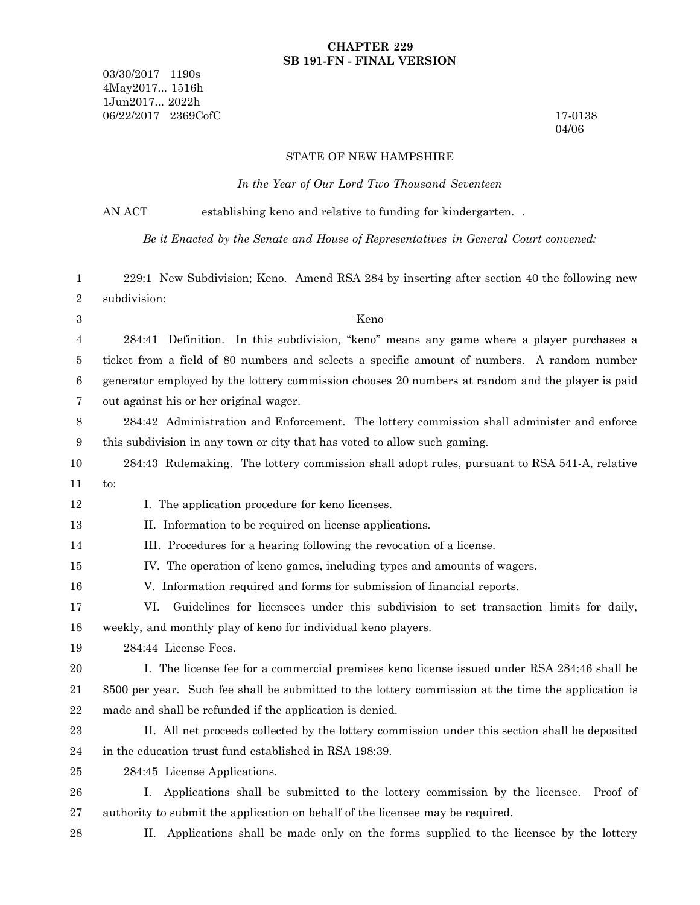**CHAPTER 229**
**SB 191-FN - FINAL VERSION**

03/30/2017 1190s
4May2017... 1516h
1Jun2017... 2022h
06/22/2017 2369CofC

17-0138
04/06

STATE OF NEW HAMPSHIRE

*In the Year of Our Lord Two Thousand Seventeen*

AN ACT establishing keno and relative to funding for kindergarten. .

*Be it Enacted by the Senate and House of Representatives in General Court convened:*

229:1 New Subdivision; Keno. Amend RSA 284 by inserting after section 40 the following new subdivision:

Keno

284:41 Definition. In this subdivision, "keno" means any game where a player purchases a ticket from a field of 80 numbers and selects a specific amount of numbers. A random number generator employed by the lottery commission chooses 20 numbers at random and the player is paid out against his or her original wager.

284:42 Administration and Enforcement. The lottery commission shall administer and enforce this subdivision in any town or city that has voted to allow such gaming.

284:43 Rulemaking. The lottery commission shall adopt rules, pursuant to RSA 541-A, relative to:

I. The application procedure for keno licenses.

II. Information to be required on license applications.

III. Procedures for a hearing following the revocation of a license.

IV. The operation of keno games, including types and amounts of wagers.

V. Information required and forms for submission of financial reports.

VI. Guidelines for licensees under this subdivision to set transaction limits for daily, weekly, and monthly play of keno for individual keno players.

284:44 License Fees.

I. The license fee for a commercial premises keno license issued under RSA 284:46 shall be $500 per year. Such fee shall be submitted to the lottery commission at the time the application is made and shall be refunded if the application is denied.

II. All net proceeds collected by the lottery commission under this section shall be deposited in the education trust fund established in RSA 198:39.

284:45 License Applications.

I. Applications shall be submitted to the lottery commission by the licensee. Proof of authority to submit the application on behalf of the licensee may be required.

II. Applications shall be made only on the forms supplied to the licensee by the lottery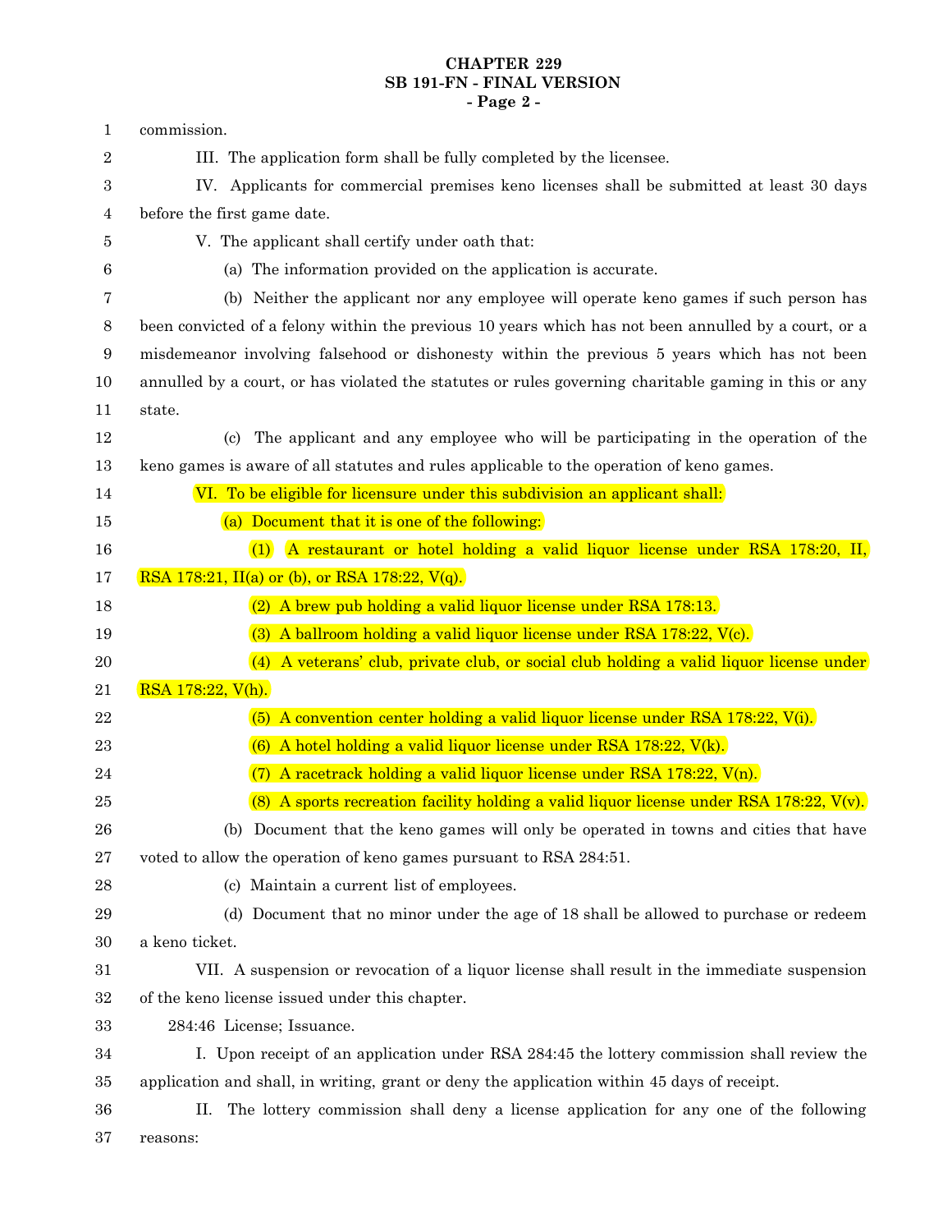commission.

III. The application form shall be fully completed by the licensee.

IV. Applicants for commercial premises keno licenses shall be submitted at least 30 days before the first game date.

V. The applicant shall certify under oath that:

(a) The information provided on the application is accurate.

(b) Neither the applicant nor any employee will operate keno games if such person has been convicted of a felony within the previous 10 years which has not been annulled by a court, or a misdemeanor involving falsehood or dishonesty within the previous 5 years which has not been annulled by a court, or has violated the statutes or rules governing charitable gaming in this or any state.

(c) The applicant and any employee who will be participating in the operation of the keno games is aware of all statutes and rules applicable to the operation of keno games.

VI. To be eligible for licensure under this subdivision an applicant shall:

(a) Document that it is one of the following:

(1) A restaurant or hotel holding a valid liquor license under RSA 178:20, II, RSA 178:21, II(a) or (b), or RSA 178:22, V(q).

(2) A brew pub holding a valid liquor license under RSA 178:13.

(3) A ballroom holding a valid liquor license under RSA 178:22, V(c).

(4) A veterans' club, private club, or social club holding a valid liquor license under RSA 178:22, V(h).

(5) A convention center holding a valid liquor license under RSA 178:22, V(i).

(6) A hotel holding a valid liquor license under RSA 178:22, V(k).

(7) A racetrack holding a valid liquor license under RSA 178:22, V(n).

(8) A sports recreation facility holding a valid liquor license under RSA 178:22, V(v).

(b) Document that the keno games will only be operated in towns and cities that have voted to allow the operation of keno games pursuant to RSA 284:51.

(c) Maintain a current list of employees.

(d) Document that no minor under the age of 18 shall be allowed to purchase or redeem a keno ticket.

VII. A suspension or revocation of a liquor license shall result in the immediate suspension of the keno license issued under this chapter.

284:46 License; Issuance.

I. Upon receipt of an application under RSA 284:45 the lottery commission shall review the application and shall, in writing, grant or deny the application within 45 days of receipt.

II. The lottery commission shall deny a license application for any one of the following reasons: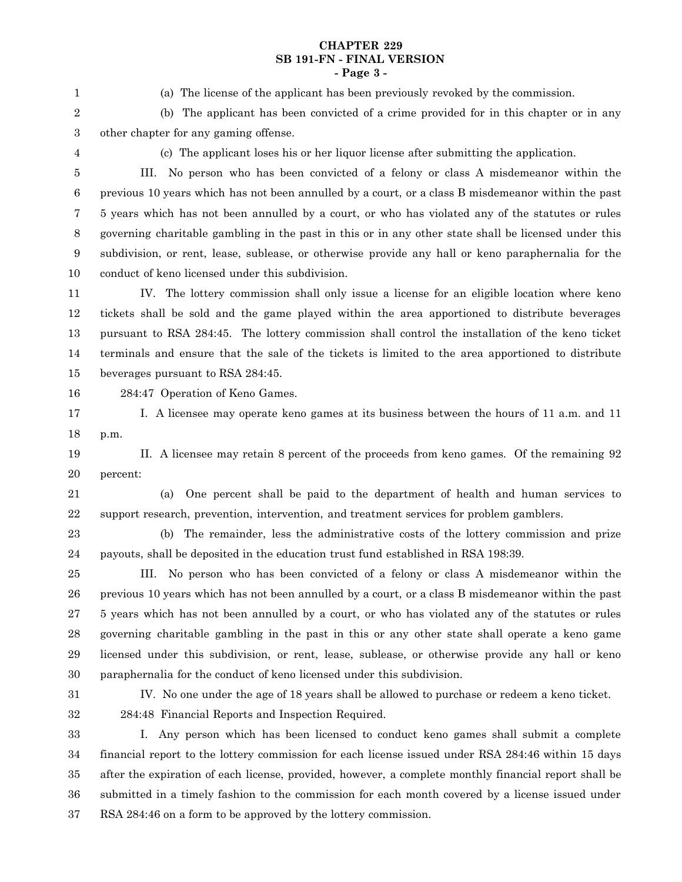(a) The license of the applicant has been previously revoked by the commission.

(b) The applicant has been convicted of a crime provided for in this chapter or in any other chapter for any gaming offense.

(c) The applicant loses his or her liquor license after submitting the application.

III. No person who has been convicted of a felony or class A misdemeanor within the previous 10 years which has not been annulled by a court, or a class B misdemeanor within the past 5 years which has not been annulled by a court, or who has violated any of the statutes or rules governing charitable gambling in the past in this or in any other state shall be licensed under this subdivision, or rent, lease, sublease, or otherwise provide any hall or keno paraphernalia for the conduct of keno licensed under this subdivision.

IV. The lottery commission shall only issue a license for an eligible location where keno tickets shall be sold and the game played within the area apportioned to distribute beverages pursuant to RSA 284:45. The lottery commission shall control the installation of the keno ticket terminals and ensure that the sale of the tickets is limited to the area apportioned to distribute beverages pursuant to RSA 284:45.

284:47 Operation of Keno Games.

I. A licensee may operate keno games at its business between the hours of 11 a.m. and 11 p.m.

II. A licensee may retain 8 percent of the proceeds from keno games. Of the remaining 92 percent:

(a) One percent shall be paid to the department of health and human services to support research, prevention, intervention, and treatment services for problem gamblers.

(b) The remainder, less the administrative costs of the lottery commission and prize payouts, shall be deposited in the education trust fund established in RSA 198:39.

III. No person who has been convicted of a felony or class A misdemeanor within the previous 10 years which has not been annulled by a court, or a class B misdemeanor within the past 5 years which has not been annulled by a court, or who has violated any of the statutes or rules governing charitable gambling in the past in this or any other state shall operate a keno game licensed under this subdivision, or rent, lease, sublease, or otherwise provide any hall or keno paraphernalia for the conduct of keno licensed under this subdivision.

IV. No one under the age of 18 years shall be allowed to purchase or redeem a keno ticket.

284:48 Financial Reports and Inspection Required.

I. Any person which has been licensed to conduct keno games shall submit a complete financial report to the lottery commission for each license issued under RSA 284:46 within 15 days after the expiration of each license, provided, however, a complete monthly financial report shall be submitted in a timely fashion to the commission for each month covered by a license issued under RSA 284:46 on a form to be approved by the lottery commission.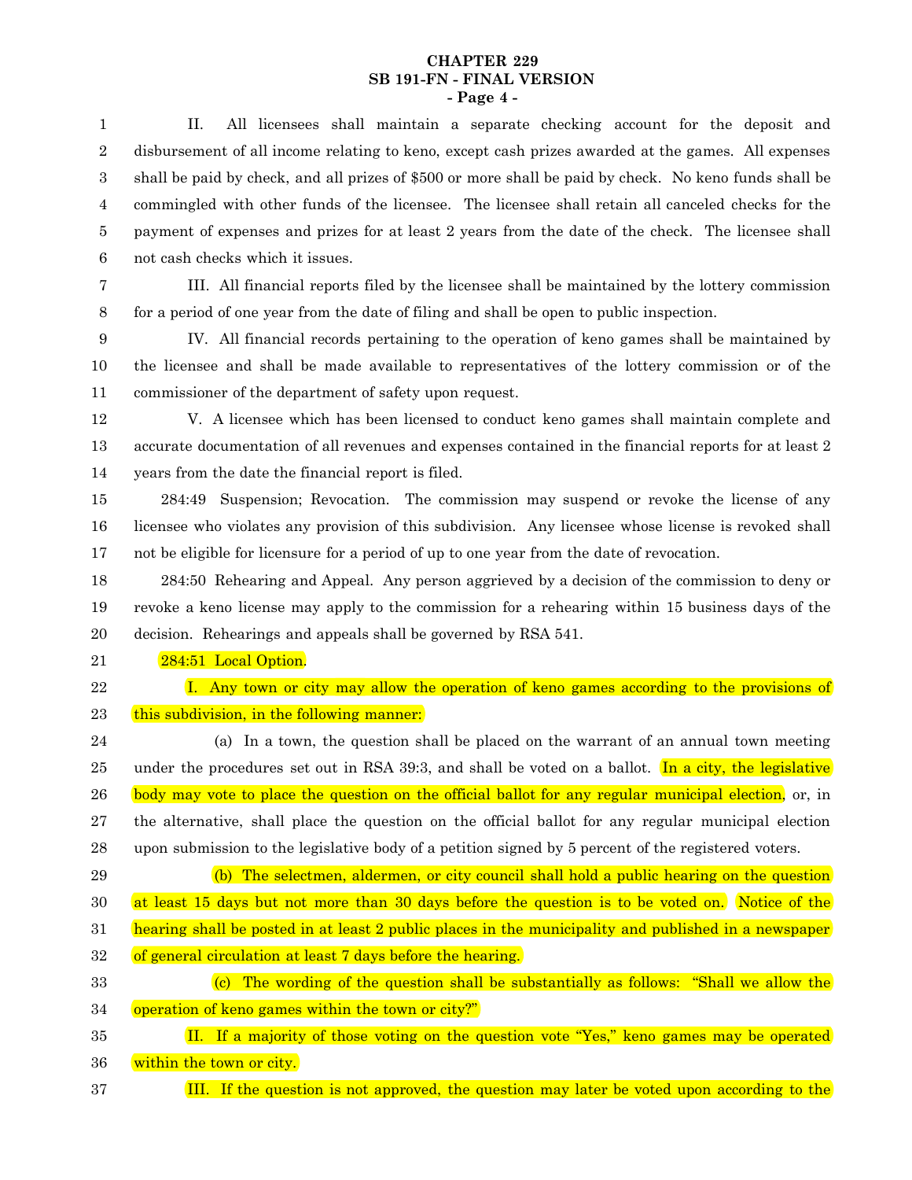II. All licensees shall maintain a separate checking account for the deposit and disbursement of all income relating to keno, except cash prizes awarded at the games. All expenses shall be paid by check, and all prizes of $500 or more shall be paid by check. No keno funds shall be commingled with other funds of the licensee. The licensee shall retain all canceled checks for the payment of expenses and prizes for at least 2 years from the date of the check. The licensee shall not cash checks which it issues.

III. All financial reports filed by the licensee shall be maintained by the lottery commission for a period of one year from the date of filing and shall be open to public inspection.

IV. All financial records pertaining to the operation of keno games shall be maintained by the licensee and shall be made available to representatives of the lottery commission or of the commissioner of the department of safety upon request.

V. A licensee which has been licensed to conduct keno games shall maintain complete and accurate documentation of all revenues and expenses contained in the financial reports for at least 2 years from the date the financial report is filed.

284:49 Suspension; Revocation. The commission may suspend or revoke the license of any licensee who violates any provision of this subdivision. Any licensee whose license is revoked shall not be eligible for licensure for a period of up to one year from the date of revocation.

284:50 Rehearing and Appeal. Any person aggrieved by a decision of the commission to deny or revoke a keno license may apply to the commission for a rehearing within 15 business days of the decision. Rehearings and appeals shall be governed by RSA 541.

284:51 Local Option.

I. Any town or city may allow the operation of keno games according to the provisions of this subdivision, in the following manner:

(a) In a town, the question shall be placed on the warrant of an annual town meeting under the procedures set out in RSA 39:3, and shall be voted on a ballot. In a city, the legislative body may vote to place the question on the official ballot for any regular municipal election, or, in the alternative, shall place the question on the official ballot for any regular municipal election upon submission to the legislative body of a petition signed by 5 percent of the registered voters.

(b) The selectmen, aldermen, or city council shall hold a public hearing on the question at least 15 days but not more than 30 days before the question is to be voted on. Notice of the hearing shall be posted in at least 2 public places in the municipality and published in a newspaper of general circulation at least 7 days before the hearing.

(c) The wording of the question shall be substantially as follows: "Shall we allow the operation of keno games within the town or city?"

II. If a majority of those voting on the question vote "Yes," keno games may be operated within the town or city.

III. If the question is not approved, the question may later be voted upon according to the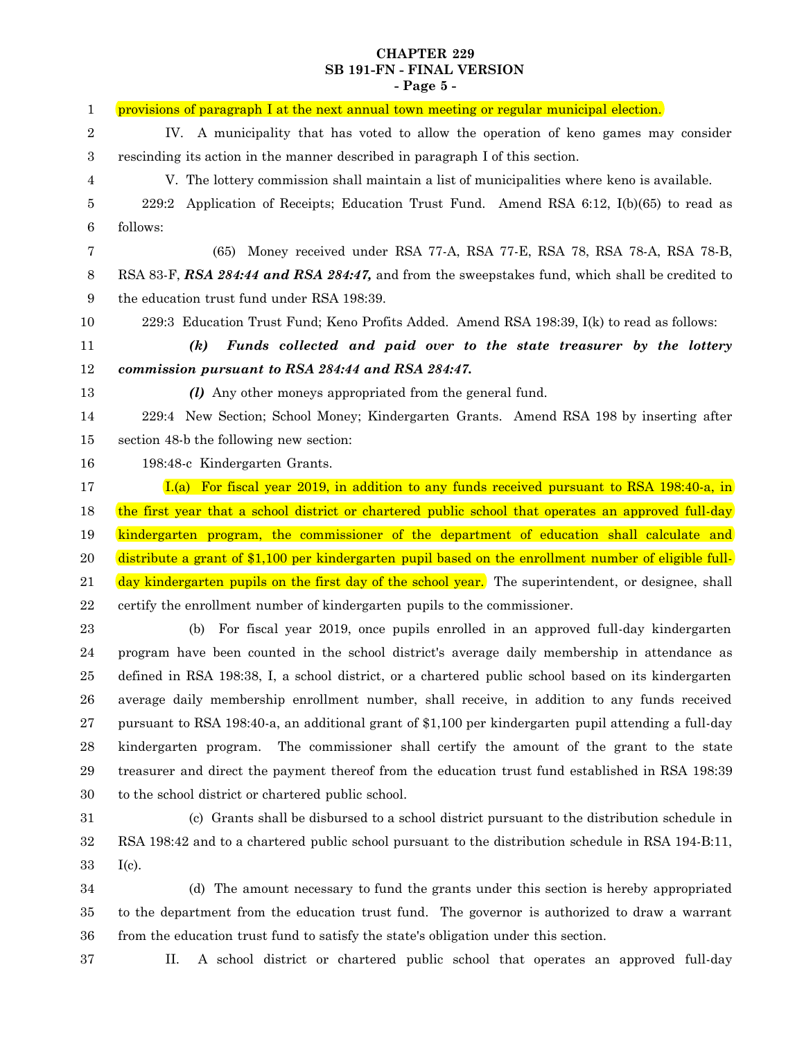provisions of paragraph I at the next annual town meeting or regular municipal election.

IV. A municipality that has voted to allow the operation of keno games may consider rescinding its action in the manner described in paragraph I of this section.

V. The lottery commission shall maintain a list of municipalities where keno is available.

229:2 Application of Receipts; Education Trust Fund. Amend RSA 6:12, I(b)(65) to read as follows:

(65) Money received under RSA 77-A, RSA 77-E, RSA 78, RSA 78-A, RSA 78-B, RSA 83-F, ***RSA 284:44 and RSA 284:47,*** and from the sweepstakes fund, which shall be credited to the education trust fund under RSA 198:39.

229:3 Education Trust Fund; Keno Profits Added. Amend RSA 198:39, I(k) to read as follows:

***(k) Funds collected and paid over to the state treasurer by the lottery commission pursuant to RSA 284:44 and RSA 284:47.***

***(l)*** Any other moneys appropriated from the general fund.

229:4 New Section; School Money; Kindergarten Grants. Amend RSA 198 by inserting after section 48-b the following new section:

198:48-c Kindergarten Grants.

I.(a) For fiscal year 2019, in addition to any funds received pursuant to RSA 198:40-a, in the first year that a school district or chartered public school that operates an approved full-day kindergarten program, the commissioner of the department of education shall calculate and distribute a grant of $1,100 per kindergarten pupil based on the enrollment number of eligible full-day kindergarten pupils on the first day of the school year. The superintendent, or designee, shall certify the enrollment number of kindergarten pupils to the commissioner.

(b) For fiscal year 2019, once pupils enrolled in an approved full-day kindergarten program have been counted in the school district's average daily membership in attendance as defined in RSA 198:38, I, a school district, or a chartered public school based on its kindergarten average daily membership enrollment number, shall receive, in addition to any funds received pursuant to RSA 198:40-a, an additional grant of $1,100 per kindergarten pupil attending a full-day kindergarten program. The commissioner shall certify the amount of the grant to the state treasurer and direct the payment thereof from the education trust fund established in RSA 198:39 to the school district or chartered public school.

(c) Grants shall be disbursed to a school district pursuant to the distribution schedule in RSA 198:42 and to a chartered public school pursuant to the distribution schedule in RSA 194-B:11, I(c).

(d) The amount necessary to fund the grants under this section is hereby appropriated to the department from the education trust fund. The governor is authorized to draw a warrant from the education trust fund to satisfy the state's obligation under this section.

II. A school district or chartered public school that operates an approved full-day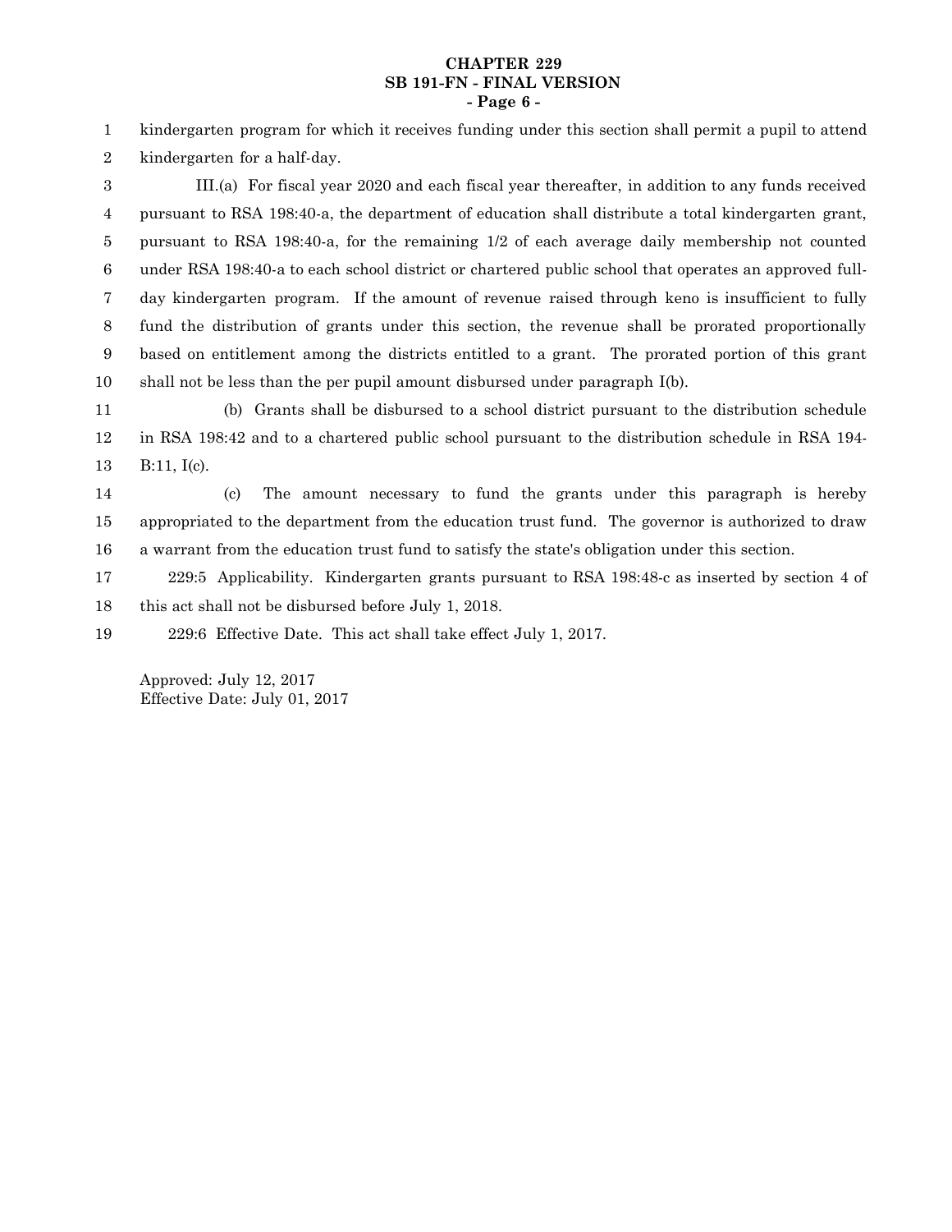kindergarten program for which it receives funding under this section shall permit a pupil to attend kindergarten for a half-day.

III.(a) For fiscal year 2020 and each fiscal year thereafter, in addition to any funds received pursuant to RSA 198:40-a, the department of education shall distribute a total kindergarten grant, pursuant to RSA 198:40-a, for the remaining 1/2 of each average daily membership not counted under RSA 198:40-a to each school district or chartered public school that operates an approved full-day kindergarten program. If the amount of revenue raised through keno is insufficient to fully fund the distribution of grants under this section, the revenue shall be prorated proportionally based on entitlement among the districts entitled to a grant. The prorated portion of this grant shall not be less than the per pupil amount disbursed under paragraph I(b).

(b) Grants shall be disbursed to a school district pursuant to the distribution schedule in RSA 198:42 and to a chartered public school pursuant to the distribution schedule in RSA 194-B:11, I(c).

(c) The amount necessary to fund the grants under this paragraph is hereby appropriated to the department from the education trust fund. The governor is authorized to draw a warrant from the education trust fund to satisfy the state's obligation under this section.

229:5 Applicability. Kindergarten grants pursuant to RSA 198:48-c as inserted by section 4 of this act shall not be disbursed before July 1, 2018.

229:6 Effective Date. This act shall take effect July 1, 2017.

Approved: July 12, 2017
Effective Date: July 01, 2017